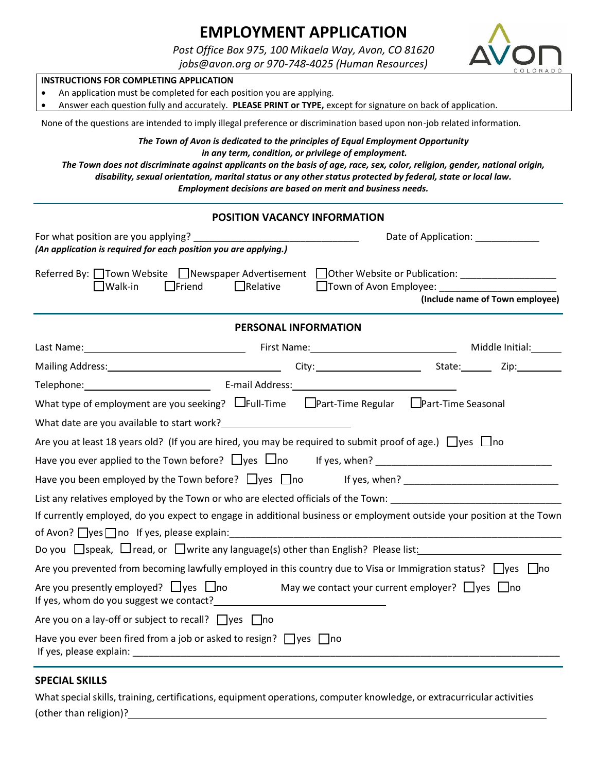# EMPLOYMENT APPLICATION

*Post Office Box 975, 100 Mikaela Way, Avon, CO 81620*
*jobs@avon.org or 970-748-4025 (Human Resources)*

**INSTRUCTIONS FOR COMPLETING APPLICATION**

- An application must be completed for each position you are applying.
- Answer each question fully and accurately. **PLEASE PRINT or TYPE,** except for signature on back of application.

None of the questions are intended to imply illegal preference or discrimination based upon non-job related information.

***The Town of Avon is dedicated to the principles of Equal Employment Opportunity in any term, condition, or privilege of employment.***
***The Town does not discriminate against applicants on the basis of age, race, sex, color, religion, gender, national origin, disability, sexual orientation, marital status or any other status protected by federal, state or local law.***
***Employment decisions are based on merit and business needs.***

## POSITION VACANCY INFORMATION

For what position are you applying? ______________________________ Date of Application: ____________
***(An application is required for each position you are applying.)***

Referred By: ☐ Town Website ☐ Newspaper Advertisement ☐ Other Website or Publication: _________________
☐ Walk-in ☐ Friend ☐ Relative ☐ Town of Avon Employee: ____________________
**(Include name of Town employee)**

## PERSONAL INFORMATION

Last Name: ______________________ First Name: ______________________ Middle Initial: ______

Mailing Address: ______________________ City: __________________ State: ______ Zip: ________

Telephone: ______________________ E-mail Address: ______________________

What type of employment are you seeking? ☐ Full-Time ☐ Part-Time Regular ☐ Part-Time Seasonal

What date are you available to start work? ______________________

Are you at least 18 years old? (If you are hired, you may be required to submit proof of age.) ☐ yes ☐ no

Have you ever applied to the Town before? ☐ yes ☐ no If yes, when? ______________________________

Have you been employed by the Town before? ☐ yes ☐ no If yes, when? ____________________________

List any relatives employed by the Town or who are elected officials of the Town: ______________________________

If currently employed, do you expect to engage in additional business or employment outside your position at the Town of Avon? ☐ yes ☐ no If yes, please explain: ______________________________

Do you ☐ speak, ☐ read, or ☐ write any language(s) other than English? Please list: ______________________

Are you prevented from becoming lawfully employed in this country due to Visa or Immigration status? ☐ yes ☐ no

Are you presently employed? ☐ yes ☐ no May we contact your current employer? ☐ yes ☐ no
If yes, whom do you suggest we contact? ______________________________

Are you on a lay-off or subject to recall? ☐ yes ☐ no

Have you ever been fired from a job or asked to resign? ☐ yes ☐ no
If yes, please explain: ______________________________

## SPECIAL SKILLS

What special skills, training, certifications, equipment operations, computer knowledge, or extracurricular activities (other than religion)? ______________________________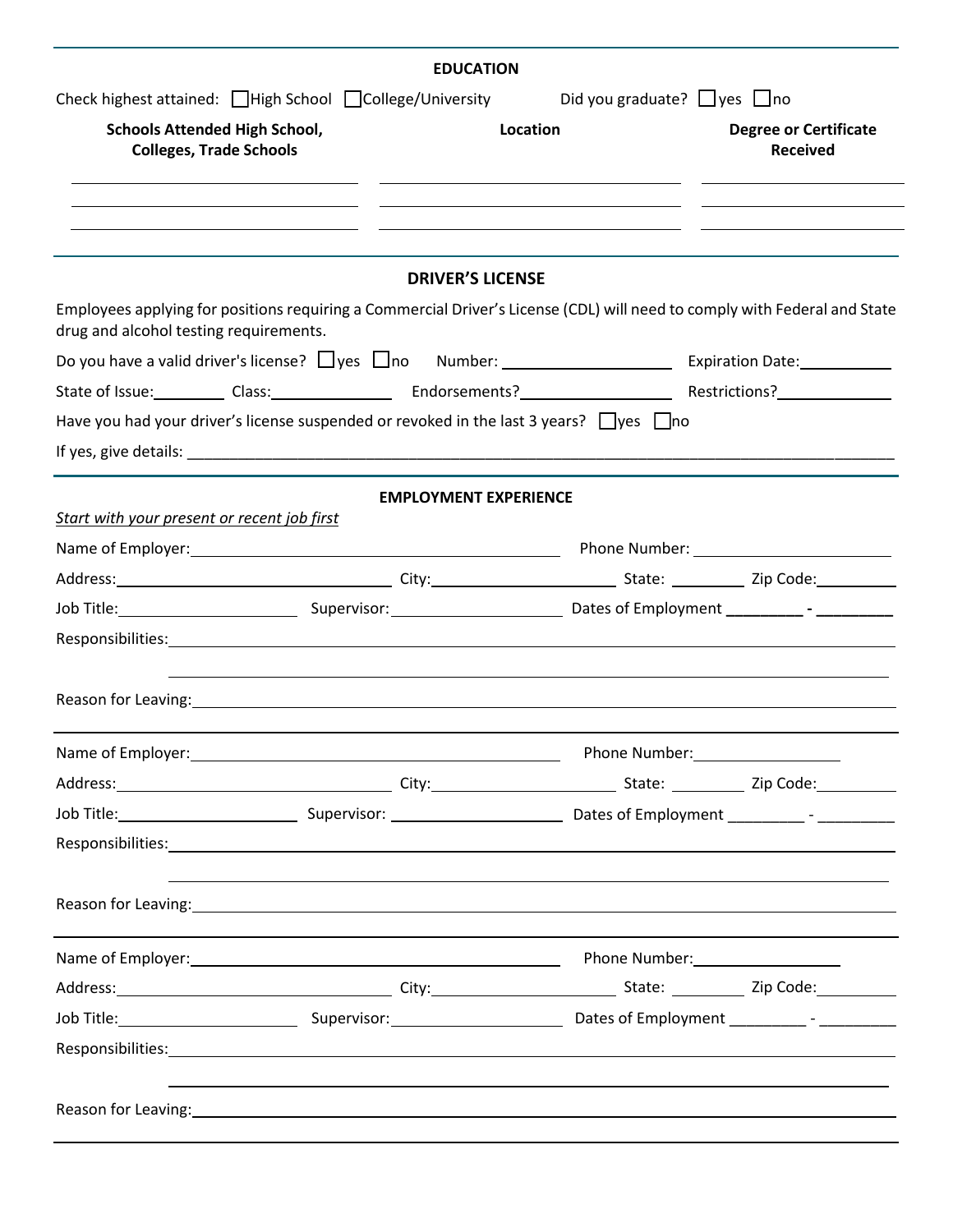## EDUCATION

Check highest attained: ☐ High School ☐ College/University Did you graduate? ☐ yes ☐ no

| Schools Attended High School, Colleges, Trade Schools | Location | Degree or Certificate Received |
| --- | --- | --- |
| | | |
| | | |
| | | |

## DRIVER'S LICENSE

Employees applying for positions requiring a Commercial Driver's License (CDL) will need to comply with Federal and State drug and alcohol testing requirements.

Do you have a valid driver's license? ☐ yes ☐ no Number: ____________________ Expiration Date: ___________

State of Issue: ________ Class: ______________ Endorsements? _________________ Restrictions? _____________

Have you had your driver's license suspended or revoked in the last 3 years? ☐ yes ☐ no

If yes, give details: ____________________________________________________________________________

## EMPLOYMENT EXPERIENCE

*Start with your present or recent job first*

Name of Employer: ____________________________________________ Phone Number: ______________________

Address: ______________________________ City: ____________________ State: ________ Zip Code: _________

Job Title: ____________________ Supervisor: ___________________ Dates of Employment ________ - ________

Responsibilities: ________________________________________________________________________________

________________________________________________________________________________

Reason for Leaving: ______________________________________________________________________________

---

Name of Employer: ____________________________________________ Phone Number: ________________

Address: ______________________________ City: ____________________ State: ________ Zip Code: _________

Job Title: ____________________ Supervisor: ___________________ Dates of Employment ________ - ________

Responsibilities: ________________________________________________________________________________

________________________________________________________________________________

Reason for Leaving: ______________________________________________________________________________

---

Name of Employer: ____________________________________________ Phone Number: ________________

Address: ______________________________ City: ____________________ State: ________ Zip Code: _________

Job Title: ____________________ Supervisor: ___________________ Dates of Employment ________ - ________

Responsibilities: ________________________________________________________________________________

________________________________________________________________________________

Reason for Leaving: ______________________________________________________________________________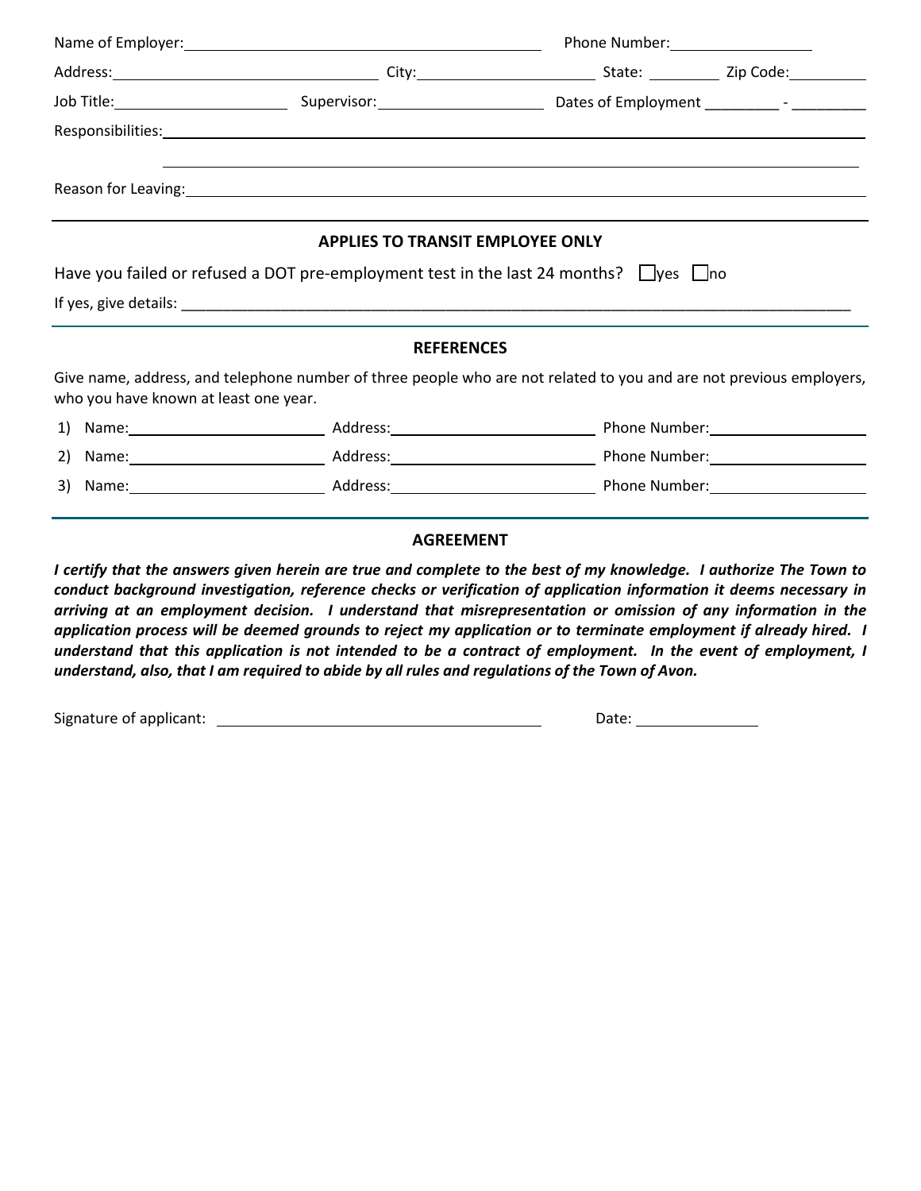Name of Employer: ______________________________ Phone Number: ______________

Address: ______________________ City: ______________ State: ________ Zip Code: ________

Job Title: ______________ Supervisor: ______________ Dates of Employment _________ - _________

Responsibilities: ____________________________________________________________

____________________________________________________________

Reason for Leaving: ____________________________________________________________

## APPLIES TO TRANSIT EMPLOYEE ONLY

Have you failed or refused a DOT pre-employment test in the last 24 months? ☐ yes ☐ no

If yes, give details: ____________________________________________________________

## REFERENCES

Give name, address, and telephone number of three people who are not related to you and are not previous employers, who you have known at least one year.

1) Name: ______________ Address: ______________ Phone Number: ______________
2) Name: ______________ Address: ______________ Phone Number: ______________
3) Name: ______________ Address: ______________ Phone Number: ______________

## AGREEMENT

***I certify that the answers given herein are true and complete to the best of my knowledge. I authorize The Town to conduct background investigation, reference checks or verification of application information it deems necessary in arriving at an employment decision. I understand that misrepresentation or omission of any information in the application process will be deemed grounds to reject my application or to terminate employment if already hired. I understand that this application is not intended to be a contract of employment. In the event of employment, I understand, also, that I am required to abide by all rules and regulations of the Town of Avon.***

Signature of applicant: ______________________________ Date: ______________